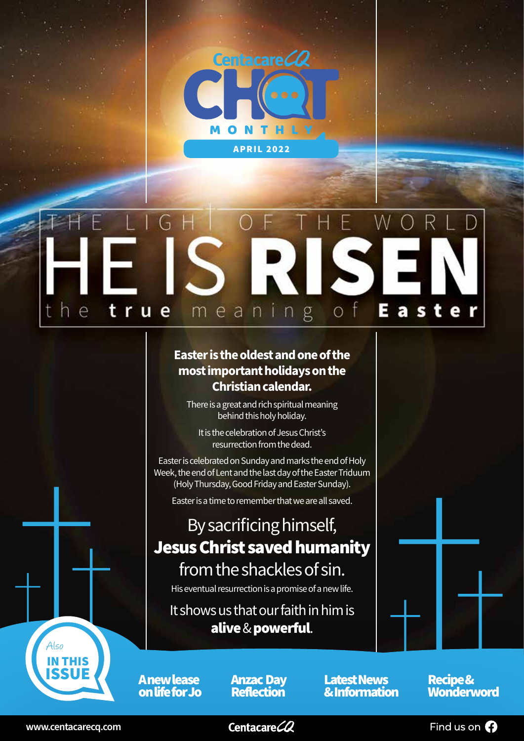Centacare CQ

# CHAT MONTHLY

APRIL 2022

THE LIGHT OF THE WORLD

# HE IS RISEN

## the true meaning of Easter

**Easter is the oldest and one of the most important holidays on the Christian calendar.**

There is a great and rich spiritual meaning behind this holy holiday.

It is the celebration of Jesus Christ's resurrection from the dead.

Easter is celebrated on Sunday and marks the end of Holy Week, the end of Lent and the last day of the Easter Triduum (Holy Thursday, Good Friday and Easter Sunday).

Easter is a time to remember that we are all saved.

By sacrificing himself, **Jesus Christ saved humanity** from the shackles of sin.

His eventual resurrection is a promise of a new life.

It shows us that our faith in him is **alive** & **powerful**.

*Also* **IN THIS ISSUE**

- **A new lease on life for Jo**
- **Anzac Day Reflection**
- **Latest News & Information**
- **Recipe & Wonderword**

www.centacarecq.com | Centacare CQ | Find us on Facebook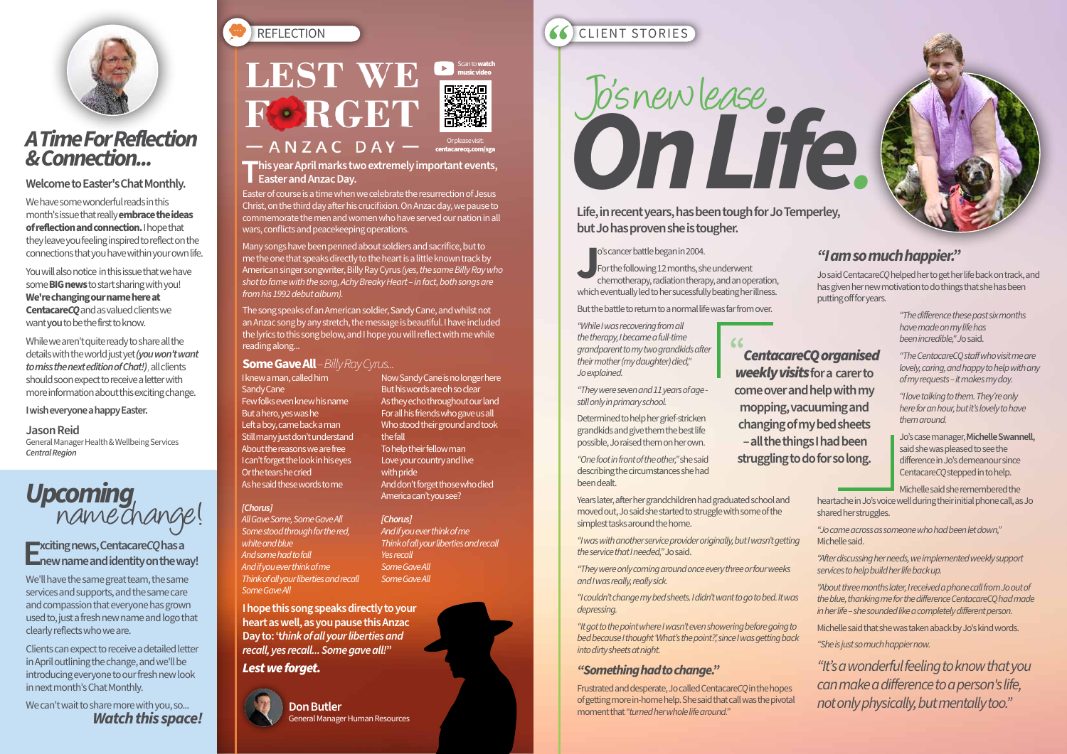# A Time For Reflection & Connection...

**Welcome to Easter's Chat Monthly.**

We have some wonderful reads in this month's issue that really **embrace the ideas of reflection and connection.** I hope that they leave you feeling inspired to reflect on the connections that you have within your own life.

You will also notice in this issue that we have some **BIG news** to start sharing with you! **We're changing our name here at CentacareCQ** and as valued clients we want **you** to be the first to know.

While we aren't quite ready to share all the details with the world just yet *(you won't want to miss the next edition of Chat!)*, all clients should soon expect to receive a letter with more information about this exciting change.

**I wish everyone a happy Easter.**

**Jason Reid**
General Manager Health & Wellbeing Services
*Central Region*

## Upcoming name change!

**Exciting news, CentacareCQ has a new name and identity on the way!**

We'll have the same great team, the same services and supports, and the same care and compassion that everyone has grown used to, just a fresh new name and logo that clearly reflects who we are.

Clients can expect to receive a detailed letter in April outlining the change, and we'll be introducing everyone to our fresh new look in next month's Chat Monthly.

We can't wait to share more with you, so...
***Watch this space!***

---

REFLECTION

# LEST WE FORGET
## — ANZAC DAY —

Scan to **watch music video**

Or please visit: **centacarecq.com/sga**

**This year April marks two extremely important events, Easter and Anzac Day.**

Easter of course is a time when we celebrate the resurrection of Jesus Christ, on the third day after his crucifixion. On Anzac day, we pause to commemorate the men and women who have served our nation in all wars, conflicts and peacekeeping operations.

Many songs have been penned about soldiers and sacrifice, but to me the one that speaks directly to the heart is a little known track by American singer songwriter, Billy Ray Cyrus *(yes, the same Billy Ray who shot to fame with the song, Achy Breaky Heart – in fact, both songs are from his 1992 debut album).*

The song speaks of an American soldier, Sandy Cane, and whilst not an Anzac song by any stretch, the message is beautiful. I have included the lyrics to this song below, and I hope you will reflect with me while reading along...

### Some Gave All – *Billy Ray Cyrus...*

I knew a man, called him
Sandy Cane
Few folks even knew his name
But a hero, yes was he
Left a boy, came back a man
Still many just don't understand
About the reasons we are free
I can't forget the look in his eyes
Or the tears he cried
As he said these words to me

*[Chorus]*
*All Gave Some, Some Gave All*
*Some stood through for the red, white and blue*
*And some had to fall*
*And if you ever think of me*
*Think of all your liberties and recall*
*Some Gave All*

Now Sandy Cane is no longer here
But his words are oh so clear
As they echo throughout our land
For all his friends who gave us all
Who stood their ground and took the fall
To help their fellow man
Love your country and live with pride
And don't forget those who died
America can't you see?

*[Chorus]*
*And if you ever think of me*
*Think of all your liberties and recall*
*Yes recall*
*Some Gave All*
*Some Gave All*

**I hope this song speaks directly to your heart as well, as you pause this Anzac Day to: '*think of all your liberties and recall, yes recall... Some gave all!*'**

***Lest we forget.***

**Don Butler**
General Manager Human Resources

---

CLIENT STORIES

# Jo's new lease On Life.

**Life, in recent years, has been tough for Jo Temperley, but Jo has proven she is tougher.**

Jo's cancer battle began in 2004.

For the following 12 months, she underwent chemotherapy, radiation therapy, and an operation, which eventually led to her sucessfully beating her illness.

But the battle to return to a normal life was far from over.

*"While I was recovering from all the therapy, I became a full-time grandparent to my two grandkids after their mother (my daughter) died,"* Jo explained.

*"They were seven and 11 years of age - still only in primary school.*

Determined to help her grief-stricken grandkids and give them the best life possible, Jo raised them on her own.

*"One foot in front of the other,"* she said describing the circumstances she had been dealt.

Years later, after her grandchildren had graduated school and moved out, Jo said she started to struggle with some of the simplest tasks around the home.

*"I was with another service provider originally, but I wasn't getting the service that I needed,"* Jo said.

*"They were only coming around once every three or four weeks and I was really, really sick.*

*"I couldn't change my bed sheets. I didn't want to go to bed. It was depressing.*

*"It got to the point where I wasn't even showering before going to bed because I thought 'What's the point?,' since I was getting back into dirty sheets at night.*

### "Something had to change."

Frustrated and desperate, Jo called CentacareCQ in the hopes of getting more in-home help. She said that call was the pivotal moment that *"turned her whole life around."*

> **"*CentacareCQ organised weekly visits* for a carer to come over and help with my mopping, vacuuming and changing of my bed sheets – all the things I had been struggling to do for so long.**

### "I am so much happier."

Jo said CentacareCQ helped her to get her life back on track, and has given her new motivation to do things that she has been putting off for years.

*"The difference these past six months have made on my life has been incredible,"* Jo said.

*"The CentacareCQ staff who visit me are lovely, caring, and happy to help with any of my requests – it makes my day.*

*"I love talking to them. They're only here for an hour, but it's lovely to have them around.*

Jo's case manager, **Michelle Swannell,** said she was pleased to see the difference in Jo's demeanour since CentacareCQ stepped in to help.

Michelle said she remembered the heartache in Jo's voice well during their initial phone call, as Jo shared her struggles.

*"Jo came across as someone who had been let down,"* Michelle said.

*"After discussing her needs, we implemented weekly support services to help build her life back up.*

*"About three months later, I received a phone call from Jo out of the blue, thanking me for the difference CentacareCQ had made in her life – she sounded like a completely different person.*

Michelle said that she was taken aback by Jo's kind words.

*"She is just so much happier now.*

*"It's a wonderful feeling to know that you can make a difference to a person's life, not only physically, but mentally too."*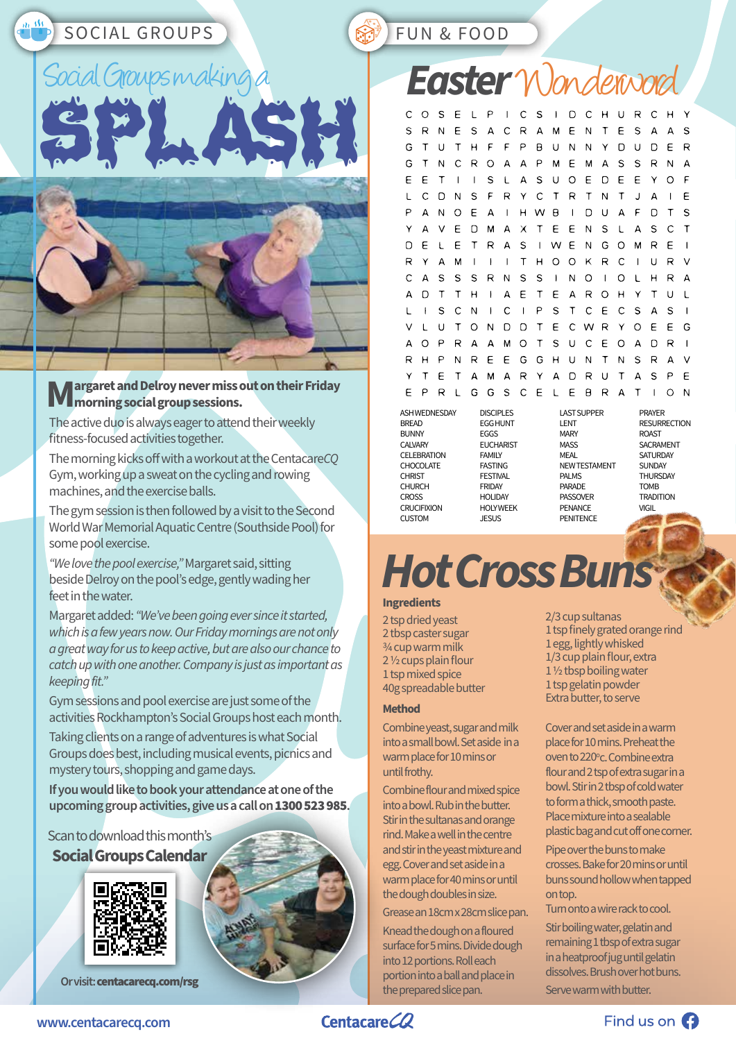SOCIAL GROUPS

# Social Groups making a SPLASH

**Margaret and Delroy never miss out on their Friday morning social group sessions.**

The active duo is always eager to attend their weekly fitness-focused activities together.

The morning kicks off with a workout at the CentacareCQ Gym, working up a sweat on the cycling and rowing machines, and the exercise balls.

The gym session is then followed by a visit to the Second World War Memorial Aquatic Centre (Southside Pool) for some pool exercise.

*"We love the pool exercise,"* Margaret said, sitting beside Delroy on the pool's edge, gently wading her feet in the water.

Margaret added: *"We've been going ever since it started, which is a few years now. Our Friday mornings are not only a great way for us to keep active, but are also our chance to catch up with one another. Company is just as important as keeping fit."*

Gym sessions and pool exercise are just some of the activities Rockhampton's Social Groups host each month.

Taking clients on a range of adventures is what Social Groups does best, including musical events, picnics and mystery tours, shopping and game days.

**If you would like to book your attendance at one of the upcoming group activities, give us a call on 1300 523 985.**

Scan to download this month's **Social Groups Calendar**

Or visit: **centacarecq.com/rsg**

FUN & FOOD

# Easter Wonderword

```
C O S E L P I C S I D C H U R C H Y
S R N E S A C R A M E N T E S A A S
G T U T H F F P B U N N Y D U D E R
G T N C R O A A P M E M A S S R N A
E E T I I S L A S U O E D E E Y O F
L C D N S F R Y C T R T N T J A I E
P A N O E A I H W B I D U A F D T S
Y A V E D M A X T E E N S L A S C T
D E L E T R A S I W E N G O M R E I
R Y A M I I I T H O O K R C I U R V
C A S S S R N S S I N O I O L H R A
A D T T H I A E T E A R O H Y T U L
L I S C N I C I P S T C E C S A S I
V L U T O N D D T E C W R Y O E E G
A O P R A A M O T S U C E O A D R I
R H P N R E E G G H U N T N S R A V
Y T E T A M A R Y A D R U T A S P E
E P R L G G S C E L E B R A T I O N
```

| | | | |
|---|---|---|---|
| ASH WEDNESDAY | DISCIPLES | LAST SUPPER | PRAYER |
| BREAD | EGG HUNT | LENT | RESURRECTION |
| BUNNY | EGGS | MARY | ROAST |
| CALVARY | EUCHARIST | MASS | SACRAMENT |
| CELEBRATION | FAMILY | MEAL | SATURDAY |
| CHOCOLATE | FASTING | NEW TESTAMENT | SUNDAY |
| CHRIST | FESTIVAL | PALMS | THURSDAY |
| CHURCH | FRIDAY | PARADE | TOMB |
| CROSS | HOLIDAY | PASSOVER | TRADITION |
| CRUCIFIXION | HOLY WEEK | PENANCE | VIGIL |
| CUSTOM | JESUS | PENITENCE | |

# Hot Cross Buns

## Ingredients

- 2 tsp dried yeast
- 2 tbsp caster sugar
- ¾ cup warm milk
- 2 ½ cups plain flour
- 1 tsp mixed spice
- 40g spreadable butter
- 2/3 cup sultanas
- 1 tsp finely grated orange rind
- 1 egg, lightly whisked
- 1/3 cup plain flour, extra
- 1 ½ tbsp boiling water
- 1 tsp gelatin powder
- Extra butter, to serve

## Method

Combine yeast, sugar and milk into a small bowl. Set aside in a warm place for 10 mins or until frothy.

Combine flour and mixed spice into a bowl. Rub in the butter. Stir in the sultanas and orange rind. Make a well in the centre and stir in the yeast mixture and egg. Cover and set aside in a warm place for 40 mins or until the dough doubles in size.

Grease an 18cm x 28cm slice pan.

Knead the dough on a floured surface for 5 mins. Divide dough into 12 portions. Roll each portion into a ball and place in the prepared slice pan.

Cover and set aside in a warm place for 10 mins. Preheat the oven to 220ºc. Combine extra flour and 2 tsp of extra sugar in a bowl. Stir in 2 tbsp of cold water to form a thick, smooth paste. Place mixture into a sealable plastic bag and cut off one corner.

Pipe over the buns to make crosses. Bake for 20 mins or until buns sound hollow when tapped on top.

Turn onto a wire rack to cool.

Stir boiling water, gelatin and remaining 1 tbsp of extra sugar in a heatproof jug until gelatin dissolves. Brush over hot buns.

Serve warm with butter.

www.centacarecq.com CentacareCQ Find us on